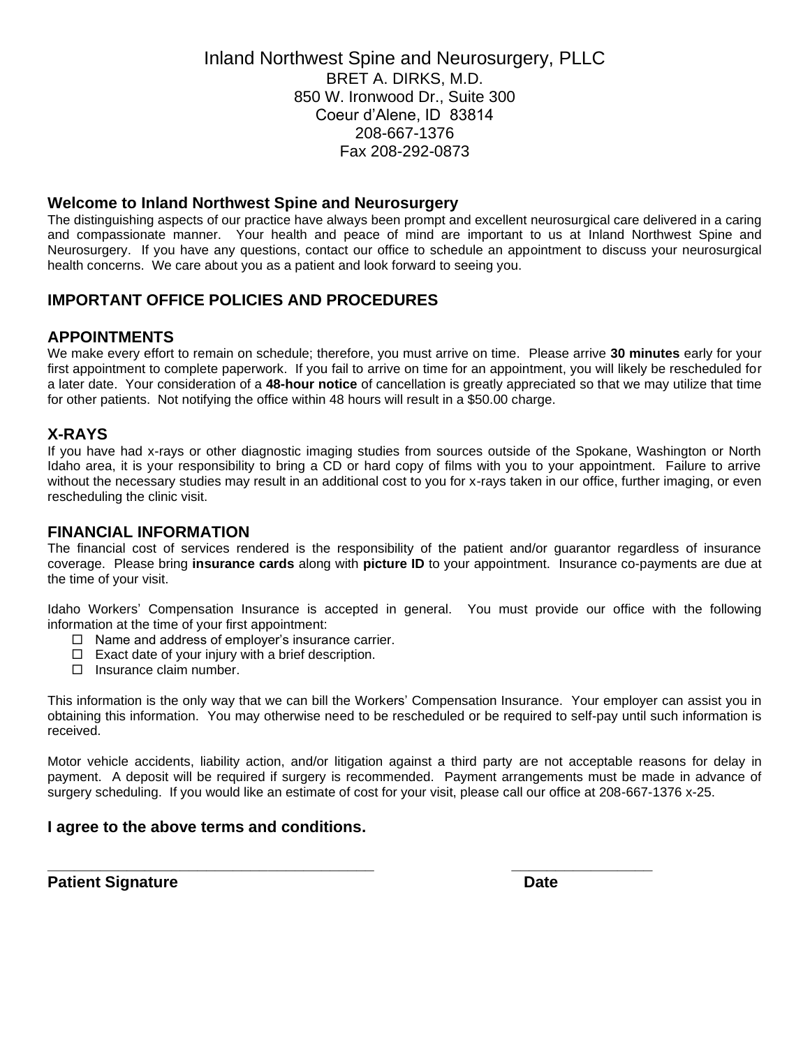# Inland Northwest Spine and Neurosurgery, PLLC

BRET A. DIRKS, M.D.
850 W. Ironwood Dr., Suite 300
Coeur d'Alene, ID 83814
208-667-1376
Fax 208-292-0873

## Welcome to Inland Northwest Spine and Neurosurgery

The distinguishing aspects of our practice have always been prompt and excellent neurosurgical care delivered in a caring and compassionate manner. Your health and peace of mind are important to us at Inland Northwest Spine and Neurosurgery. If you have any questions, contact our office to schedule an appointment to discuss your neurosurgical health concerns. We care about you as a patient and look forward to seeing you.

## IMPORTANT OFFICE POLICIES AND PROCEDURES

## APPOINTMENTS

We make every effort to remain on schedule; therefore, you must arrive on time. Please arrive **30 minutes** early for your first appointment to complete paperwork. If you fail to arrive on time for an appointment, you will likely be rescheduled for a later date. Your consideration of a **48-hour notice** of cancellation is greatly appreciated so that we may utilize that time for other patients. Not notifying the office within 48 hours will result in a $50.00 charge.

## X-RAYS

If you have had x-rays or other diagnostic imaging studies from sources outside of the Spokane, Washington or North Idaho area, it is your responsibility to bring a CD or hard copy of films with you to your appointment. Failure to arrive without the necessary studies may result in an additional cost to you for x-rays taken in our office, further imaging, or even rescheduling the clinic visit.

## FINANCIAL INFORMATION

The financial cost of services rendered is the responsibility of the patient and/or guarantor regardless of insurance coverage. Please bring **insurance cards** along with **picture ID** to your appointment. Insurance co-payments are due at the time of your visit.

Idaho Workers' Compensation Insurance is accepted in general. You must provide our office with the following information at the time of your first appointment:

- ☐ Name and address of employer's insurance carrier.
- ☐ Exact date of your injury with a brief description.
- ☐ Insurance claim number.

This information is the only way that we can bill the Workers' Compensation Insurance. Your employer can assist you in obtaining this information. You may otherwise need to be rescheduled or be required to self-pay until such information is received.

Motor vehicle accidents, liability action, and/or litigation against a third party are not acceptable reasons for delay in payment. A deposit will be required if surgery is recommended. Payment arrangements must be made in advance of surgery scheduling. If you would like an estimate of cost for your visit, please call our office at 208-667-1376 x-25.

### I agree to the above terms and conditions.

\_\_\_\_\_\_\_\_\_\_\_\_\_\_\_\_\_\_\_\_\_\_\_\_\_\_\_\_\_\_\_\_\_\_\_\_\_\_\_\_ \_\_\_\_\_\_\_\_\_\_\_\_\_\_\_\_\_\_

**Patient Signature** **Date**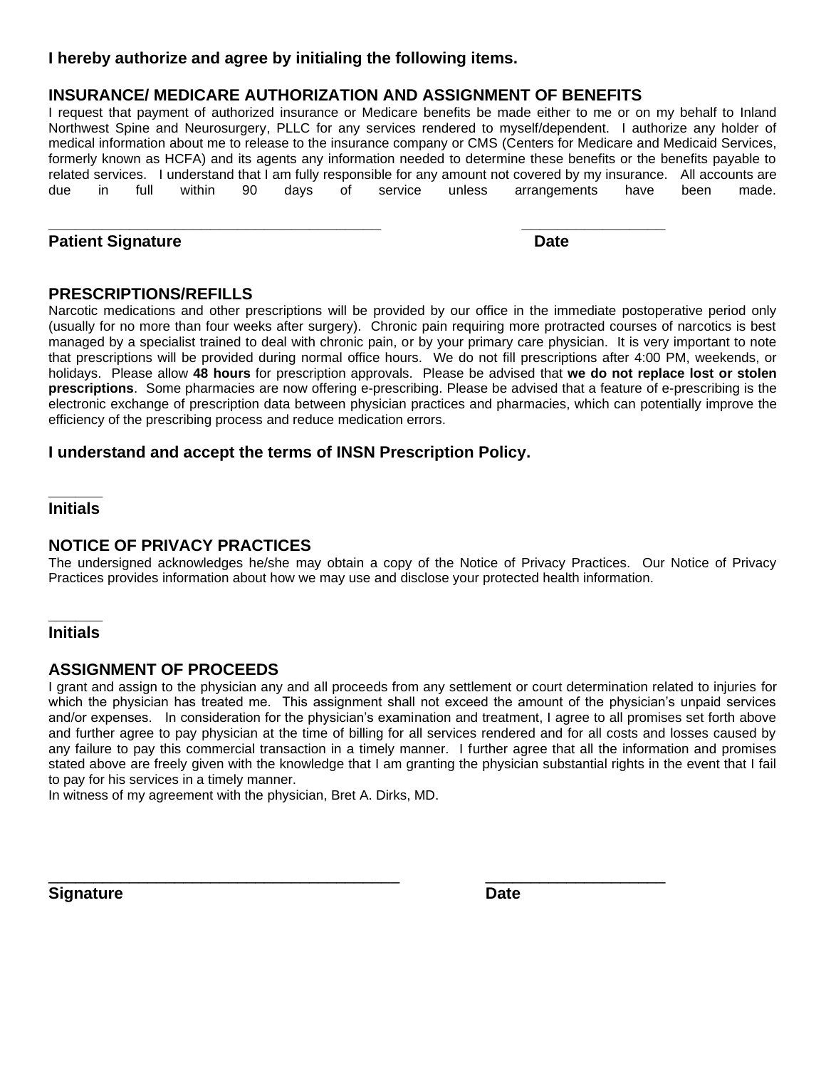**I hereby authorize and agree by initialing the following items.**

## INSURANCE/ MEDICARE AUTHORIZATION AND ASSIGNMENT OF BENEFITS

I request that payment of authorized insurance or Medicare benefits be made either to me or on my behalf to Inland Northwest Spine and Neurosurgery, PLLC for any services rendered to myself/dependent. I authorize any holder of medical information about me to release to the insurance company or CMS (Centers for Medicare and Medicaid Services, formerly known as HCFA) and its agents any information needed to determine these benefits or the benefits payable to related services. I understand that I am fully responsible for any amount not covered by my insurance. All accounts are due in full within 90 days of service unless arrangements have been made.

\_\_\_\_\_\_\_\_\_\_\_\_\_\_\_\_\_\_\_\_\_\_\_\_\_\_\_\_\_\_\_\_\_\_\_\_\_\_\_\_ \_\_\_\_\_\_\_\_\_\_\_\_\_\_\_\_\_\_

**Patient Signature** **Date**

## PRESCRIPTIONS/REFILLS

Narcotic medications and other prescriptions will be provided by our office in the immediate postoperative period only (usually for no more than four weeks after surgery). Chronic pain requiring more protracted courses of narcotics is best managed by a specialist trained to deal with chronic pain, or by your primary care physician. It is very important to note that prescriptions will be provided during normal office hours. We do not fill prescriptions after 4:00 PM, weekends, or holidays. Please allow **48 hours** for prescription approvals. Please be advised that **we do not replace lost or stolen prescriptions**. Some pharmacies are now offering e-prescribing. Please be advised that a feature of e-prescribing is the electronic exchange of prescription data between physician practices and pharmacies, which can potentially improve the efficiency of the prescribing process and reduce medication errors.

**I understand and accept the terms of INSN Prescription Policy.**

\_\_\_\_\_\_

**Initials**

## NOTICE OF PRIVACY PRACTICES

The undersigned acknowledges he/she may obtain a copy of the Notice of Privacy Practices. Our Notice of Privacy Practices provides information about how we may use and disclose your protected health information.

\_\_\_\_\_\_

**Initials**

## ASSIGNMENT OF PROCEEDS

I grant and assign to the physician any and all proceeds from any settlement or court determination related to injuries for which the physician has treated me. This assignment shall not exceed the amount of the physician's unpaid services and/or expenses. In consideration for the physician's examination and treatment, I agree to all promises set forth above and further agree to pay physician at the time of billing for all services rendered and for all costs and losses caused by any failure to pay this commercial transaction in a timely manner. I further agree that all the information and promises stated above are freely given with the knowledge that I am granting the physician substantial rights in the event that I fail to pay for his services in a timely manner.

In witness of my agreement with the physician, Bret A. Dirks, MD.

\_\_\_\_\_\_\_\_\_\_\_\_\_\_\_\_\_\_\_\_\_\_\_\_\_\_\_\_\_\_\_\_\_\_\_\_\_\_\_\_ \_\_\_\_\_\_\_\_\_\_\_\_\_\_\_\_\_\_\_\_\_

**Signature** **Date**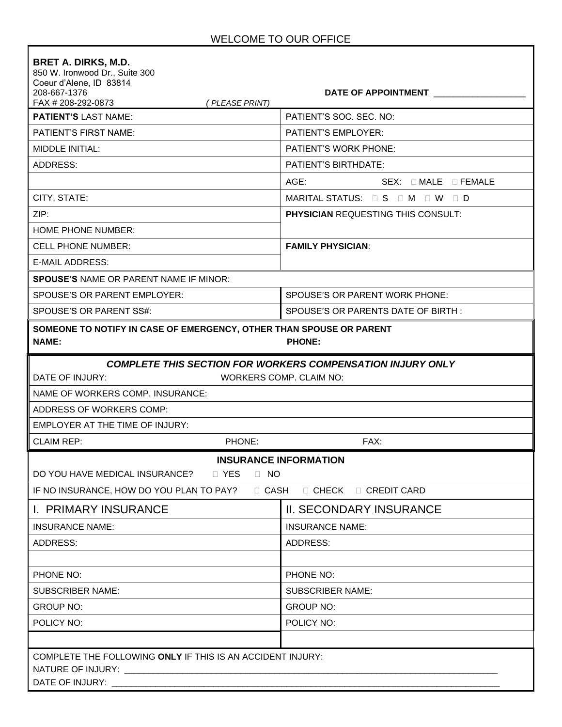WELCOME TO OUR OFFICE

**BRET A. DIRKS, M.D.**
850 W. Ironwood Dr., Suite 300
Coeur d'Alene, ID 83814
208-667-1376
FAX # 208-292-0873 *( PLEASE PRINT)*

**DATE OF APPOINTMENT** ___________________

| | |
|---|---|
| **PATIENT'S** LAST NAME: | PATIENT'S SOC. SEC. NO: |
| PATIENT'S FIRST NAME: | PATIENT'S EMPLOYER: |
| MIDDLE INITIAL: | PATIENT'S WORK PHONE: |
| ADDRESS: | PATIENT'S BIRTHDATE: |
| | AGE: SEX: ☐ MALE ☐ FEMALE |
| CITY, STATE: | MARITAL STATUS: ☐ S ☐ M ☐ W ☐ D |
| ZIP: | **PHYSICIAN** REQUESTING THIS CONSULT: |
| HOME PHONE NUMBER: | |
| CELL PHONE NUMBER: | **FAMILY PHYSICIAN**: |
| E-MAIL ADDRESS: | |
| **SPOUSE'S** NAME OR PARENT NAME IF MINOR: | |
| SPOUSE'S OR PARENT EMPLOYER: | SPOUSE'S OR PARENT WORK PHONE: |
| SPOUSE'S OR PARENT SS#: | SPOUSE'S OR PARENTS DATE OF BIRTH : |

**SOMEONE TO NOTIFY IN CASE OF EMERGENCY, OTHER THAN SPOUSE OR PARENT**
**NAME:** **PHONE:**

***COMPLETE THIS SECTION FOR WORKERS COMPENSATION INJURY ONLY***

| | | |
|---|---|---|
| DATE OF INJURY: | WORKERS COMP. CLAIM NO: | |
| NAME OF WORKERS COMP. INSURANCE: | | |
| ADDRESS OF WORKERS COMP: | | |
| EMPLOYER AT THE TIME OF INJURY: | | |
| CLAIM REP: | PHONE: | FAX: |

**INSURANCE INFORMATION**

DO YOU HAVE MEDICAL INSURANCE? ☐ YES ☐ NO

IF NO INSURANCE, HOW DO YOU PLAN TO PAY? ☐ CASH ☐ CHECK ☐ CREDIT CARD

| I. PRIMARY INSURANCE | II. SECONDARY INSURANCE |
|---|---|
| INSURANCE NAME: | INSURANCE NAME: |
| ADDRESS: | ADDRESS: |
| | |
| PHONE NO: | PHONE NO: |
| SUBSCRIBER NAME: | SUBSCRIBER NAME: |
| GROUP NO: | GROUP NO: |
| POLICY NO: | POLICY NO: |
| | |

COMPLETE THE FOLLOWING **ONLY** IF THIS IS AN ACCIDENT INJURY:
NATURE OF INJURY: ___________________________________________________________________________
DATE OF INJURY: _____________________________________________________________________________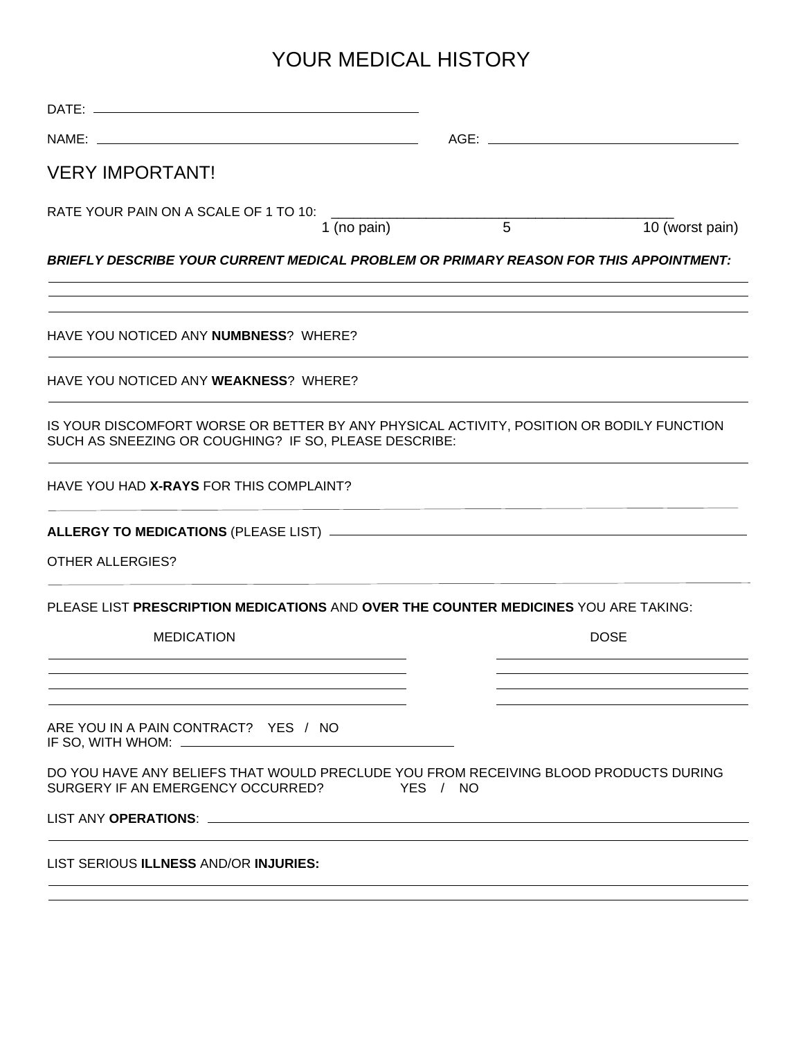# YOUR MEDICAL HISTORY

DATE: ______________________________

NAME: ______________________________ AGE: ______________________________

## VERY IMPORTANT!

RATE YOUR PAIN ON A SCALE OF 1 TO 10: ______________________________

1 (no pain) 5 10 (worst pain)

***BRIEFLY DESCRIBE YOUR CURRENT MEDICAL PROBLEM OR PRIMARY REASON FOR THIS APPOINTMENT:***

______________________________

______________________________

______________________________

HAVE YOU NOTICED ANY **NUMBNESS**? WHERE?

______________________________

HAVE YOU NOTICED ANY **WEAKNESS**? WHERE?

______________________________

IS YOUR DISCOMFORT WORSE OR BETTER BY ANY PHYSICAL ACTIVITY, POSITION OR BODILY FUNCTION SUCH AS SNEEZING OR COUGHING? IF SO, PLEASE DESCRIBE:

______________________________

HAVE YOU HAD **X-RAYS** FOR THIS COMPLAINT?

______________________________

**ALLERGY TO MEDICATIONS** (PLEASE LIST) ______________________________

OTHER ALLERGIES?

______________________________

PLEASE LIST **PRESCRIPTION MEDICATIONS** AND **OVER THE COUNTER MEDICINES** YOU ARE TAKING:

| MEDICATION | DOSE |
|---|---|
| | |
| | |
| | |
| | |

ARE YOU IN A PAIN CONTRACT? YES / NO
IF SO, WITH WHOM: ______________________________

DO YOU HAVE ANY BELIEFS THAT WOULD PRECLUDE YOU FROM RECEIVING BLOOD PRODUCTS DURING SURGERY IF AN EMERGENCY OCCURRED? YES / NO

LIST ANY **OPERATIONS**: ______________________________

______________________________

LIST SERIOUS **ILLNESS** AND/OR **INJURIES:**

______________________________

______________________________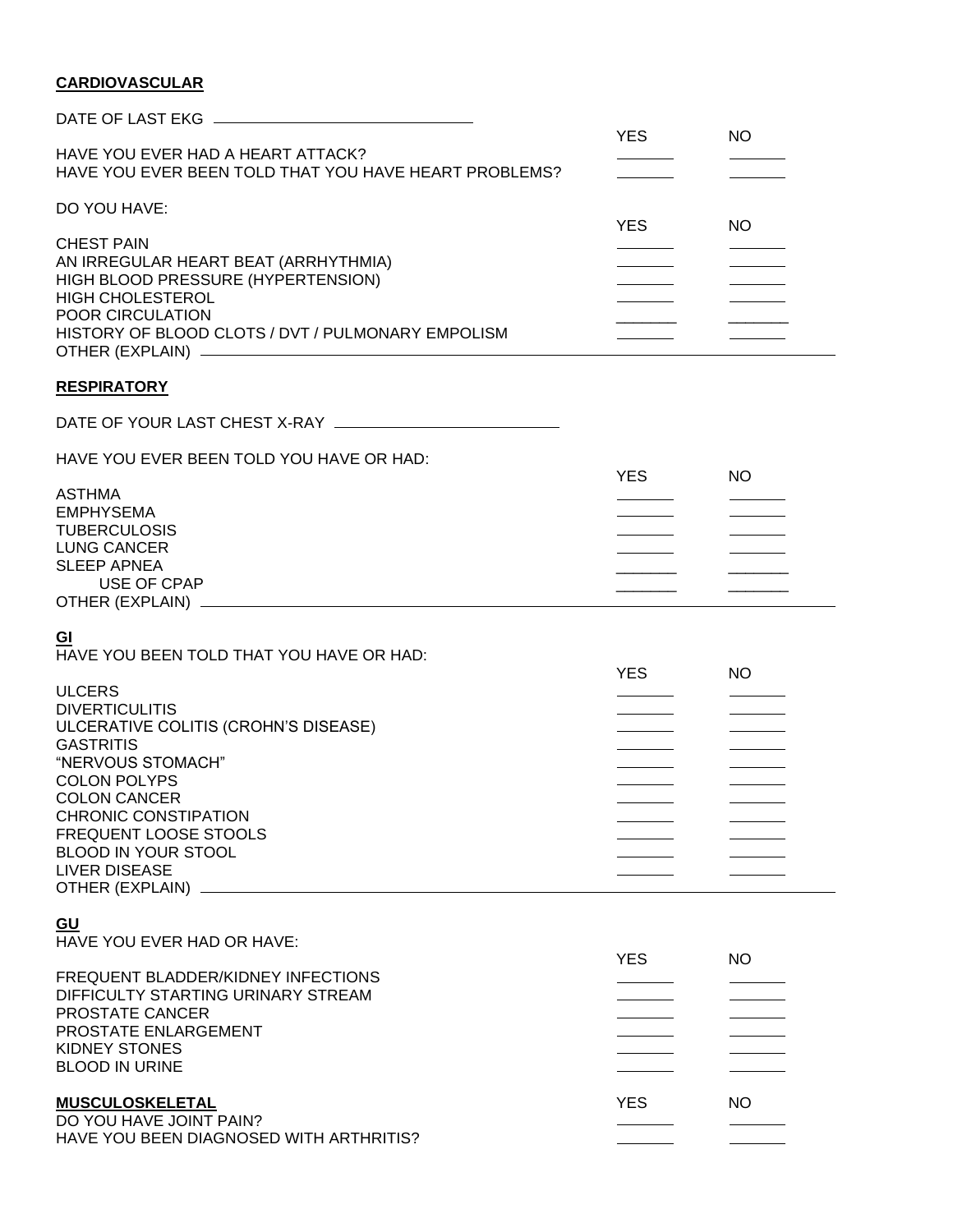**CARDIOVASCULAR**

DATE OF LAST EKG ______________________

| | YES | NO |
|---|---|---|
| HAVE YOU EVER HAD A HEART ATTACK? | ______ | ______ |
| HAVE YOU EVER BEEN TOLD THAT YOU HAVE HEART PROBLEMS? | ______ | ______ |

DO YOU HAVE:

| | YES | NO |
|---|---|---|
| CHEST PAIN | ______ | ______ |
| AN IRREGULAR HEART BEAT (ARRHYTHMIA) | ______ | ______ |
| HIGH BLOOD PRESSURE (HYPERTENSION) | ______ | ______ |
| HIGH CHOLESTEROL | ______ | ______ |
| POOR CIRCULATION | ______ | ______ |
| HISTORY OF BLOOD CLOTS / DVT / PULMONARY EMPOLISM | ______ | ______ |

OTHER (EXPLAIN) ______________________________________________

**RESPIRATORY**

DATE OF YOUR LAST CHEST X-RAY ______________________

HAVE YOU EVER BEEN TOLD YOU HAVE OR HAD:

| | YES | NO |
|---|---|---|
| ASTHMA | ______ | ______ |
| EMPHYSEMA | ______ | ______ |
| TUBERCULOSIS | ______ | ______ |
| LUNG CANCER | ______ | ______ |
| SLEEP APNEA | ______ | ______ |
| USE OF CPAP | ______ | ______ |

OTHER (EXPLAIN) ______________________________________________

**GI**

HAVE YOU BEEN TOLD THAT YOU HAVE OR HAD:

| | YES | NO |
|---|---|---|
| ULCERS | ______ | ______ |
| DIVERTICULITIS | ______ | ______ |
| ULCERATIVE COLITIS (CROHN'S DISEASE) | ______ | ______ |
| GASTRITIS | ______ | ______ |
| "NERVOUS STOMACH" | ______ | ______ |
| COLON POLYPS | ______ | ______ |
| COLON CANCER | ______ | ______ |
| CHRONIC CONSTIPATION | ______ | ______ |
| FREQUENT LOOSE STOOLS | ______ | ______ |
| BLOOD IN YOUR STOOL | ______ | ______ |
| LIVER DISEASE | ______ | ______ |

OTHER (EXPLAIN) ______________________________________________

**GU**

HAVE YOU EVER HAD OR HAVE:

| | YES | NO |
|---|---|---|
| FREQUENT BLADDER/KIDNEY INFECTIONS | ______ | ______ |
| DIFFICULTY STARTING URINARY STREAM | ______ | ______ |
| PROSTATE CANCER | ______ | ______ |
| PROSTATE ENLARGEMENT | ______ | ______ |
| KIDNEY STONES | ______ | ______ |
| BLOOD IN URINE | ______ | ______ |

**MUSCULOSKELETAL**

| | YES | NO |
|---|---|---|
| DO YOU HAVE JOINT PAIN? | ______ | ______ |
| HAVE YOU BEEN DIAGNOSED WITH ARTHRITIS? | ______ | ______ |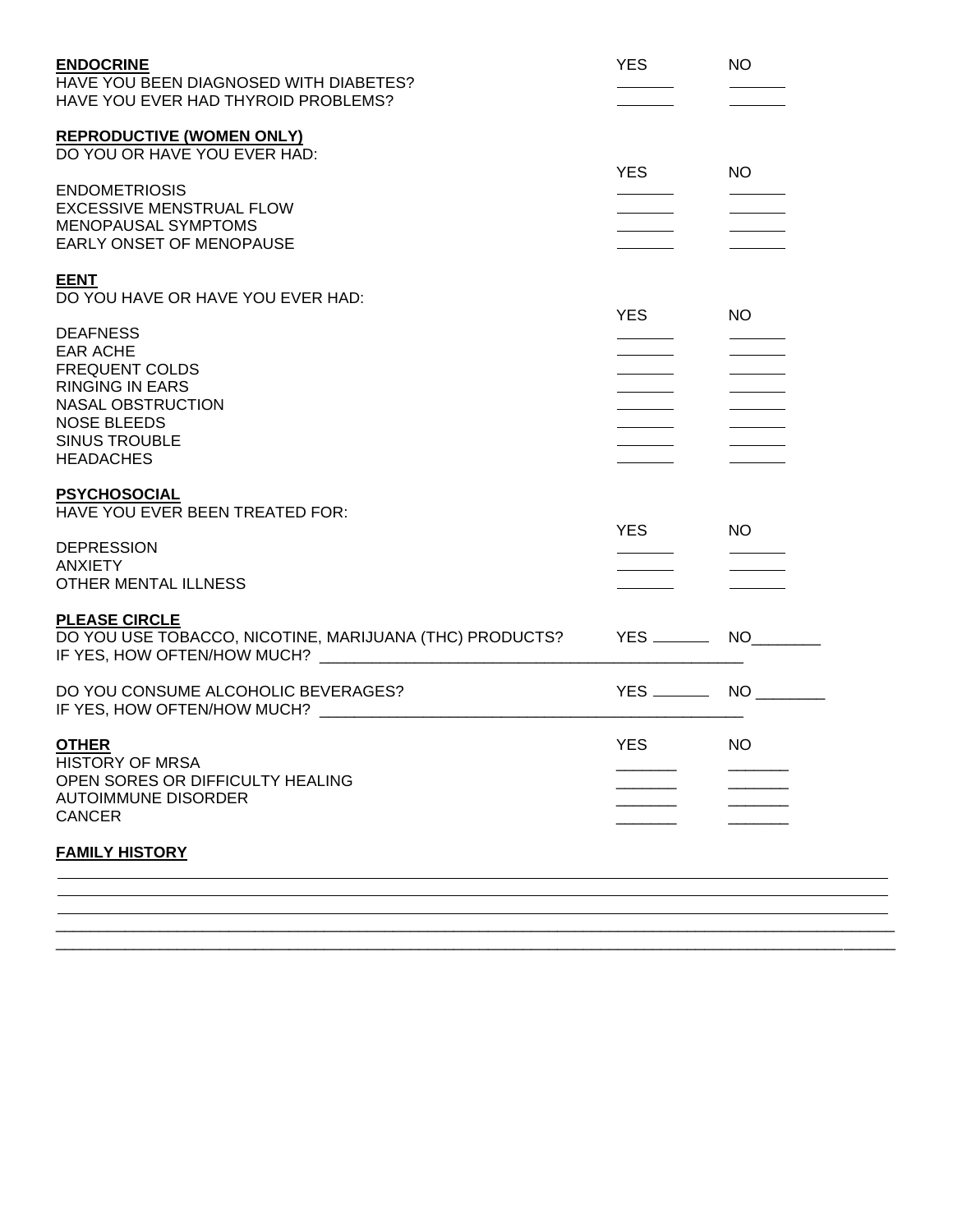**ENDOCRINE**

| | YES | NO |
|---|---|---|
| HAVE YOU BEEN DIAGNOSED WITH DIABETES? | _______ | _______ |
| HAVE YOU EVER HAD THYROID PROBLEMS? | _______ | _______ |

**REPRODUCTIVE (WOMEN ONLY)**

DO YOU OR HAVE YOU EVER HAD:

| | YES | NO |
|---|---|---|
| ENDOMETRIOSIS | _______ | _______ |
| EXCESSIVE MENSTRUAL FLOW | _______ | _______ |
| MENOPAUSAL SYMPTOMS | _______ | _______ |
| EARLY ONSET OF MENOPAUSE | _______ | _______ |

**EENT**

DO YOU HAVE OR HAVE YOU EVER HAD:

| | YES | NO |
|---|---|---|
| DEAFNESS | _______ | _______ |
| EAR ACHE | _______ | _______ |
| FREQUENT COLDS | _______ | _______ |
| RINGING IN EARS | _______ | _______ |
| NASAL OBSTRUCTION | _______ | _______ |
| NOSE BLEEDS | _______ | _______ |
| SINUS TROUBLE | _______ | _______ |
| HEADACHES | _______ | _______ |

**PSYCHOSOCIAL**

HAVE YOU EVER BEEN TREATED FOR:

| | YES | NO |
|---|---|---|
| DEPRESSION | _______ | _______ |
| ANXIETY | _______ | _______ |
| OTHER MENTAL ILLNESS | _______ | _______ |

**PLEASE CIRCLE**

DO YOU USE TOBACCO, NICOTINE, MARIJUANA (THC) PRODUCTS? YES _______ NO________

IF YES, HOW OFTEN/HOW MUCH? ___________________________________________________

DO YOU CONSUME ALCOHOLIC BEVERAGES? YES _______ NO ________

IF YES, HOW OFTEN/HOW MUCH? ___________________________________________________

**OTHER**

| | YES | NO |
|---|---|---|
| HISTORY OF MRSA | _______ | _______ |
| OPEN SORES OR DIFFICULTY HEALING | _______ | _______ |
| AUTOIMMUNE DISORDER | _______ | _______ |
| CANCER | _______ | _______ |

**FAMILY HISTORY**

_____________________________________________________________________________________

_____________________________________________________________________________________

_____________________________________________________________________________________

_____________________________________________________________________________________

_____________________________________________________________________________________